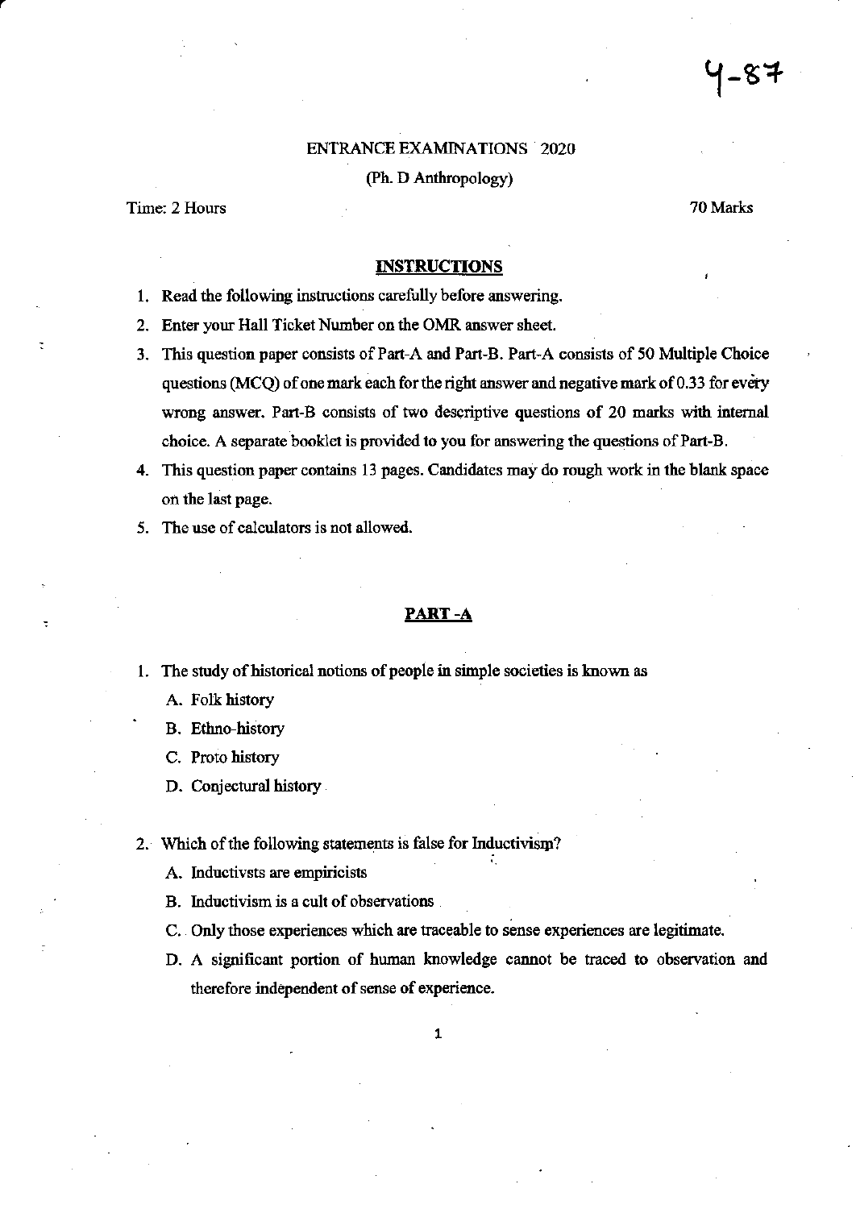4-87

ENTRANCE EXAMINATIONS 2020

(Ph. D Anthropology)

Time: 2 Hours

70 Marks

## INSTRUCTIONS

1. Read the following instructions carefully before answering.
2. Enter your Hall Ticket Number on the OMR answer sheet.
3. This question paper consists of Part-A and Part-B. Part-A consists of 50 Multiple Choice questions (MCQ) of one mark each for the right answer and negative mark of 0.33 for every wrong answer. Part-B consists of two descriptive questions of 20 marks with internal choice. A separate booklet is provided to you for answering the questions of Part-B.
4. This question paper contains 13 pages. Candidates may do rough work in the blank space on the last page.
5. The use of calculators is not allowed.

## PART -A

1. The study of historical notions of people in simple societies is known as
   - A. Folk history
   - B. Ethno-history
   - C. Proto history
   - D. Conjectural history

2. Which of the following statements is false for Inductivism?
   - A. Inductivsts are empiricists
   - B. Inductivism is a cult of observations
   - C. Only those experiences which are traceable to sense experiences are legitimate.
   - D. A significant portion of human knowledge cannot be traced to observation and therefore independent of sense of experience.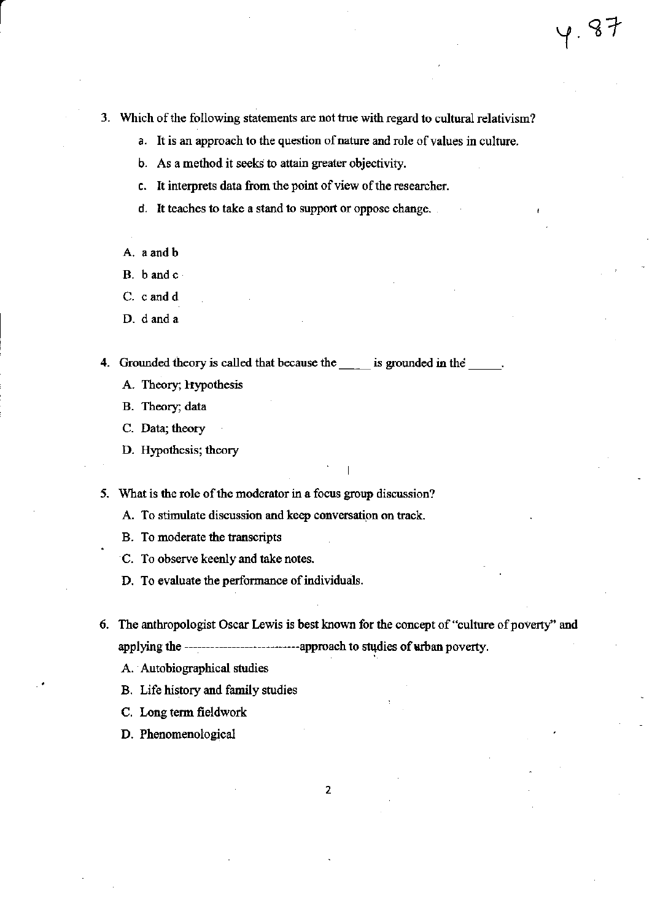3. Which of the following statements are not true with regard to cultural relativism?

   a. It is an approach to the question of nature and role of values in culture.

   b. As a method it seeks to attain greater objectivity.

   c. It interprets data from the point of view of the researcher.

   d. It teaches to take a stand to support or oppose change.

   A. a and b

   B. b and c

   C. c and d

   D. d and a

4. Grounded theory is called that because the _____ is grounded in the _____.

   A. Theory; Hypothesis

   B. Theory; data

   C. Data; theory

   D. Hypothesis; theory

5. What is the role of the moderator in a focus group discussion?

   A. To stimulate discussion and keep conversation on track.

   B. To moderate the transcripts

   C. To observe keenly and take notes.

   D. To evaluate the performance of individuals.

6. The anthropologist Oscar Lewis is best known for the concept of "culture of poverty" and applying the -------------------------approach to studies of urban poverty.

   A. Autobiographical studies

   B. Life history and family studies

   C. Long term fieldwork

   D. Phenomenological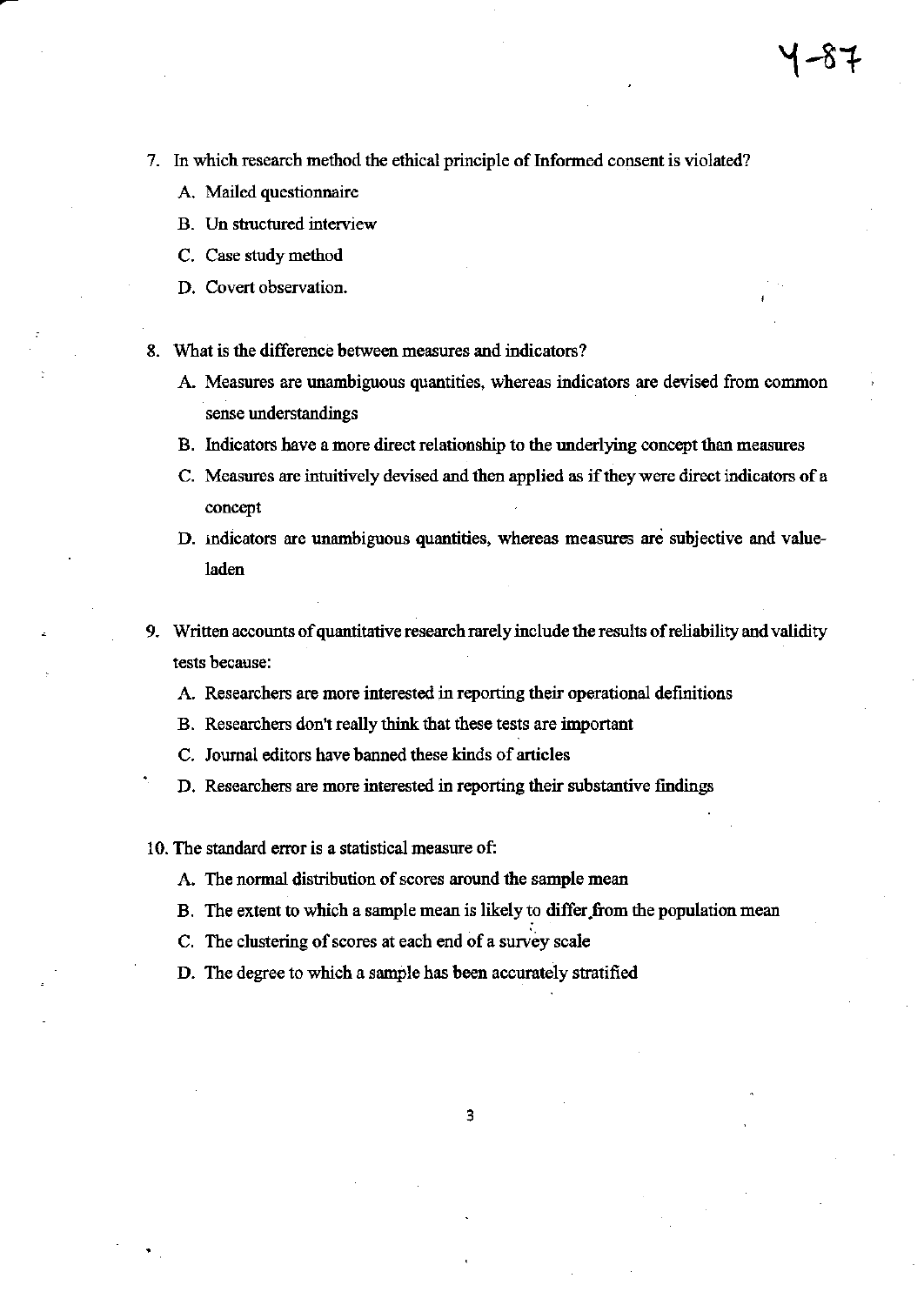7. In which research method the ethical principle of Informed consent is violated?
   A. Mailed questionnaire
   B. Un structured interview
   C. Case study method
   D. Covert observation.

8. What is the difference between measures and indicators?
   A. Measures are unambiguous quantities, whereas indicators are devised from common sense understandings
   B. Indicators have a more direct relationship to the underlying concept than measures
   C. Measures are intuitively devised and then applied as if they were direct indicators of a concept
   D. indicators are unambiguous quantities, whereas measures are subjective and value-laden

9. Written accounts of quantitative research rarely include the results of reliability and validity tests because:
   A. Researchers are more interested in reporting their operational definitions
   B. Researchers don't really think that these tests are important
   C. Journal editors have banned these kinds of articles
   D. Researchers are more interested in reporting their substantive findings

10. The standard error is a statistical measure of:
    A. The normal distribution of scores around the sample mean
    B. The extent to which a sample mean is likely to differ from the population mean
    C. The clustering of scores at each end of a survey scale
    D. The degree to which a sample has been accurately stratified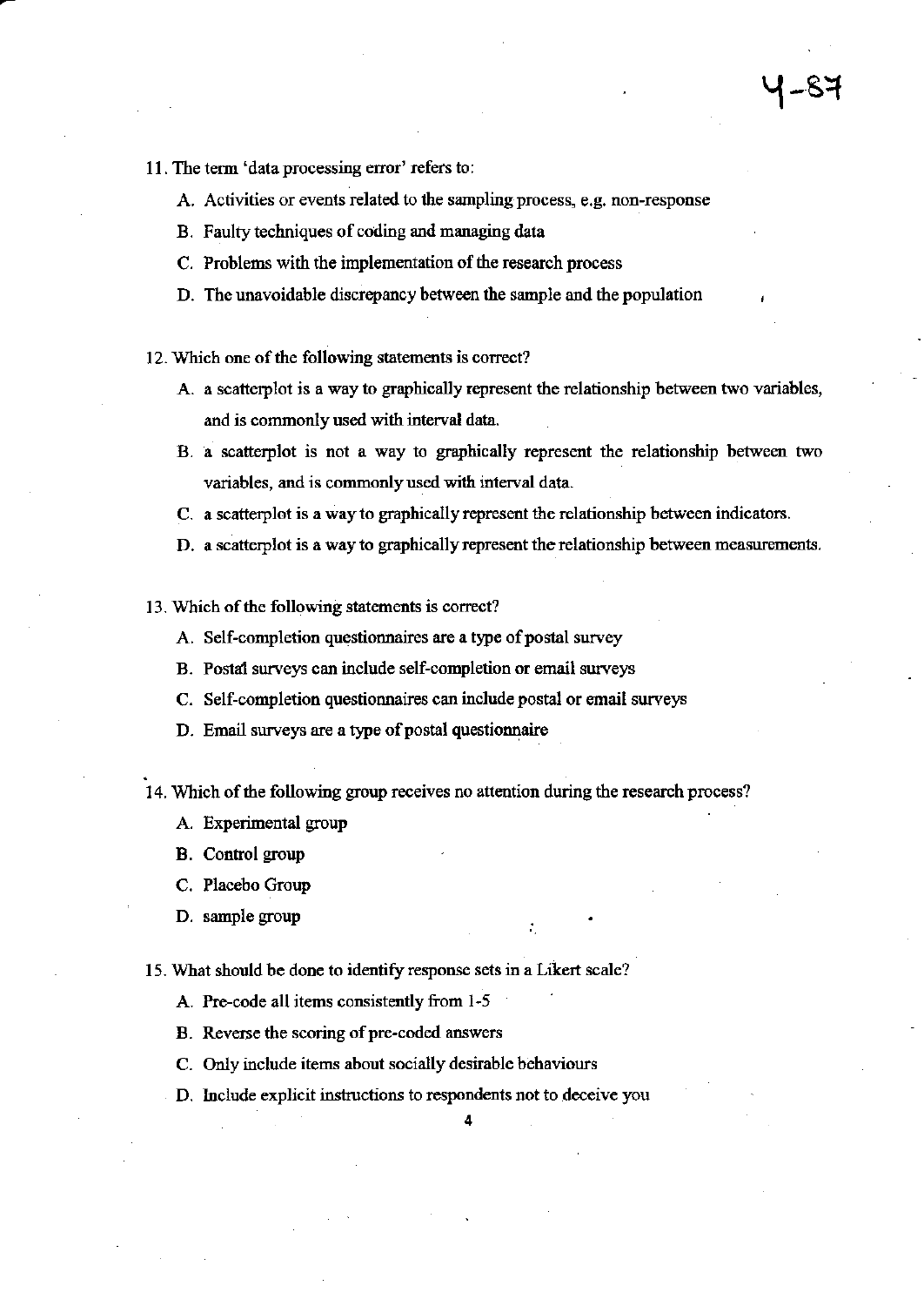4-87

11. The term 'data processing error' refers to:
    - A. Activities or events related to the sampling process, e.g. non-response
    - B. Faulty techniques of coding and managing data
    - C. Problems with the implementation of the research process
    - D. The unavoidable discrepancy between the sample and the population

12. Which one of the following statements is correct?
    - A. a scatterplot is a way to graphically represent the relationship between two variables, and is commonly used with interval data.
    - B. a scatterplot is not a way to graphically represent the relationship between two variables, and is commonly used with interval data.
    - C. a scatterplot is a way to graphically represent the relationship between indicators.
    - D. a scatterplot is a way to graphically represent the relationship between measurements.

13. Which of the following statements is correct?
    - A. Self-completion questionnaires are a type of postal survey
    - B. Postal surveys can include self-completion or email surveys
    - C. Self-completion questionnaires can include postal or email surveys
    - D. Email surveys are a type of postal questionnaire

14. Which of the following group receives no attention during the research process?
    - A. Experimental group
    - B. Control group
    - C. Placebo Group
    - D. sample group

15. What should be done to identify response sets in a Likert scale?
    - A. Pre-code all items consistently from 1-5
    - B. Reverse the scoring of pre-coded answers
    - C. Only include items about socially desirable behaviours
    - D. Include explicit instructions to respondents not to deceive you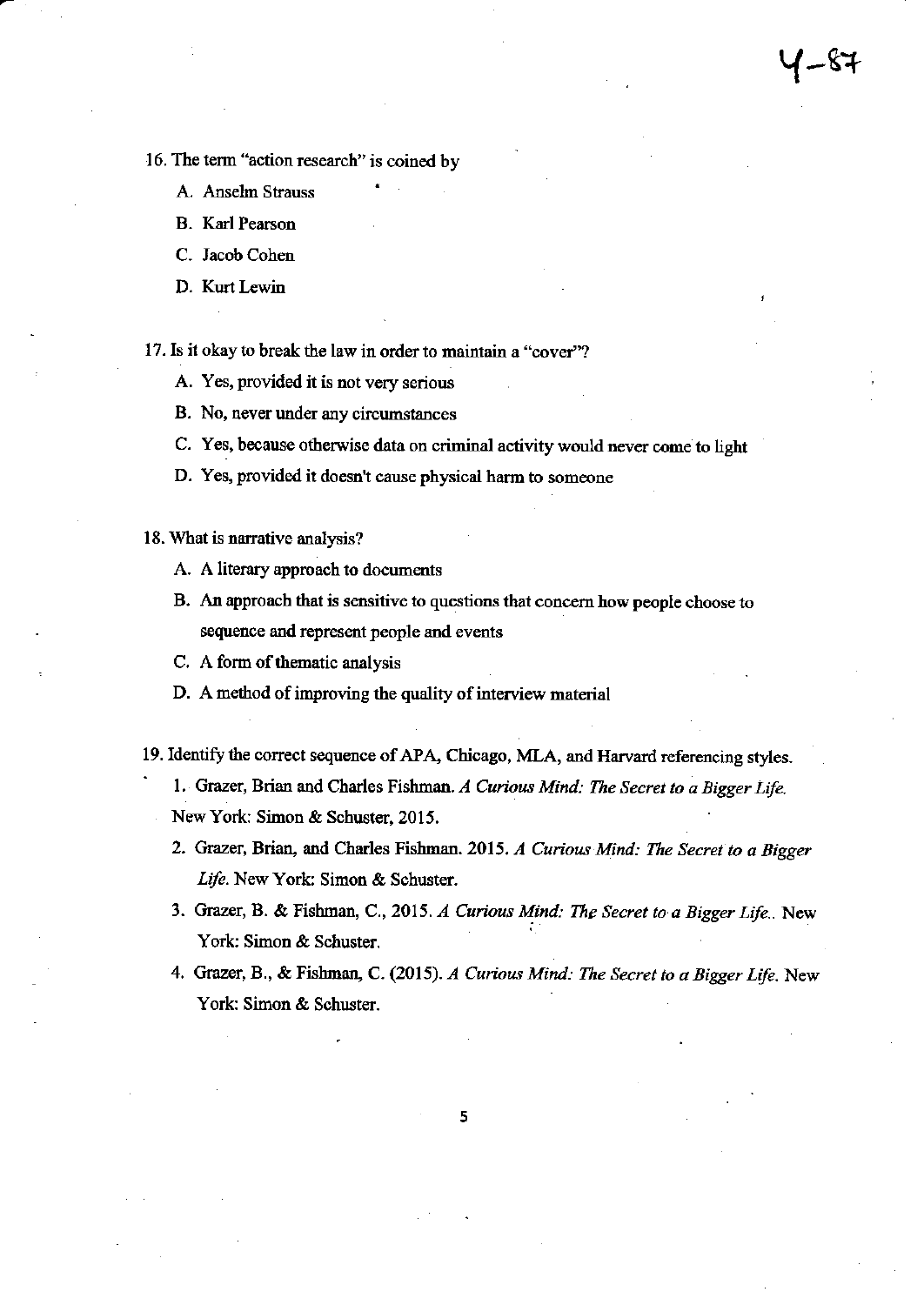Y-87

16. The term "action research" is coined by

    A. Anselm Strauss

    B. Karl Pearson

    C. Jacob Cohen

    D. Kurt Lewin

17. Is it okay to break the law in order to maintain a "cover"?

    A. Yes, provided it is not very serious

    B. No, never under any circumstances

    C. Yes, because otherwise data on criminal activity would never come to light

    D. Yes, provided it doesn't cause physical harm to someone

18. What is narrative analysis?

    A. A literary approach to documents

    B. An approach that is sensitive to questions that concern how people choose to sequence and represent people and events

    C. A form of thematic analysis

    D. A method of improving the quality of interview material

19. Identify the correct sequence of APA, Chicago, MLA, and Harvard referencing styles.

    1. Grazer, Brian and Charles Fishman. *A Curious Mind: The Secret to a Bigger Life.* New York: Simon & Schuster, 2015.

    2. Grazer, Brian, and Charles Fishman. 2015. *A Curious Mind: The Secret to a Bigger Life.* New York: Simon & Schuster.

    3. Grazer, B. & Fishman, C., 2015. *A Curious Mind: The Secret to a Bigger Life.*. New York: Simon & Schuster.

    4. Grazer, B., & Fishman, C. (2015). *A Curious Mind: The Secret to a Bigger Life.* New York: Simon & Schuster.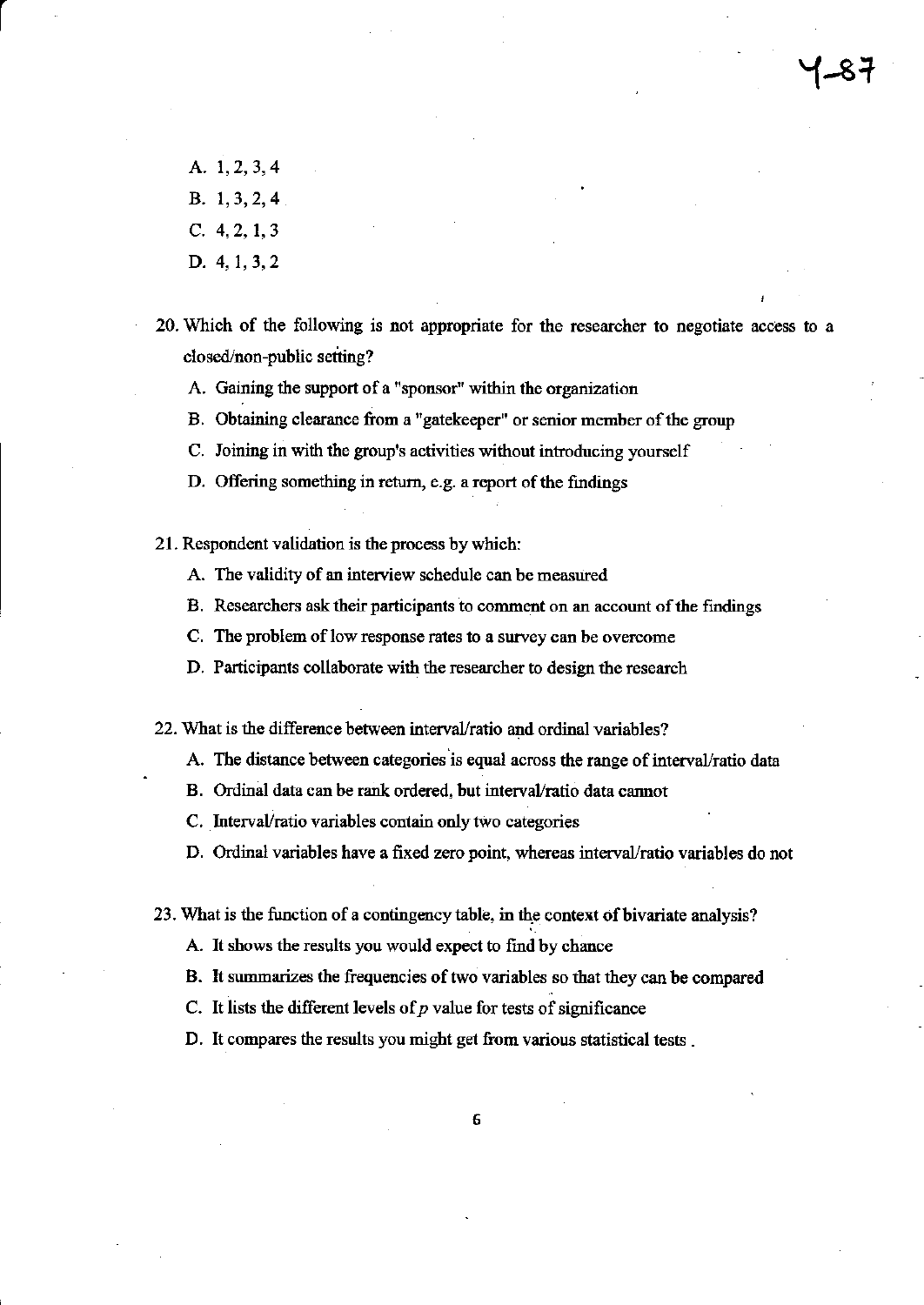A. 1, 2, 3, 4

B. 1, 3, 2, 4

C. 4, 2, 1, 3

D. 4, 1, 3, 2

20. Which of the following is not appropriate for the researcher to negotiate access to a closed/non-public setting?

    A. Gaining the support of a "sponsor" within the organization

    B. Obtaining clearance from a "gatekeeper" or senior member of the group

    C. Joining in with the group's activities without introducing yourself

    D. Offering something in return, e.g. a report of the findings

21. Respondent validation is the process by which:

    A. The validity of an interview schedule can be measured

    B. Researchers ask their participants to comment on an account of the findings

    C. The problem of low response rates to a survey can be overcome

    D. Participants collaborate with the researcher to design the research

22. What is the difference between interval/ratio and ordinal variables?

    A. The distance between categories is equal across the range of interval/ratio data

    B. Ordinal data can be rank ordered, but interval/ratio data cannot

    C. Interval/ratio variables contain only two categories

    D. Ordinal variables have a fixed zero point, whereas interval/ratio variables do not

23. What is the function of a contingency table, in the context of bivariate analysis?

    A. It shows the results you would expect to find by chance

    B. It summarizes the frequencies of two variables so that they can be compared

    C. It lists the different levels of $p$ value for tests of significance

    D. It compares the results you might get from various statistical tests .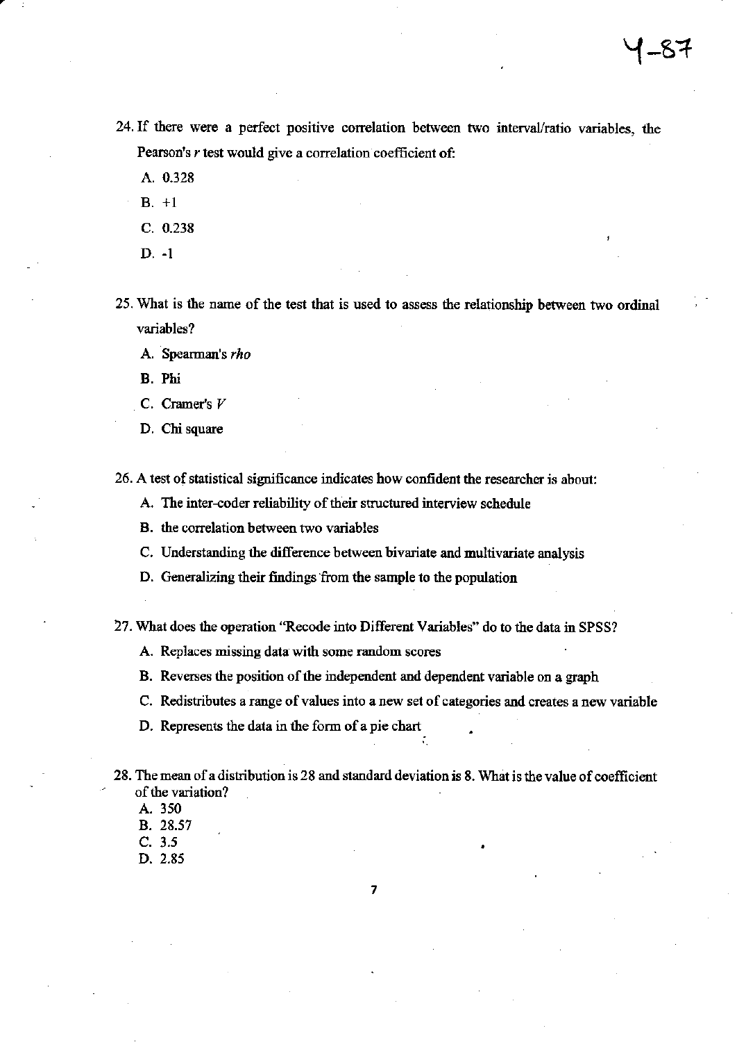24. If there were a perfect positive correlation between two interval/ratio variables, the Pearson's *r* test would give a correlation coefficient of:

    A. 0.328

    B. +1

    C. 0.238

    D. -1

25. What is the name of the test that is used to assess the relationship between two ordinal variables?

    A. Spearman's *rho*

    B. Phi

    C. Cramer's *V*

    D. Chi square

26. A test of statistical significance indicates how confident the researcher is about:

    A. The inter-coder reliability of their structured interview schedule

    B. the correlation between two variables

    C. Understanding the difference between bivariate and multivariate analysis

    D. Generalizing their findings from the sample to the population

27. What does the operation "Recode into Different Variables" do to the data in SPSS?

    A. Replaces missing data with some random scores

    B. Reverses the position of the independent and dependent variable on a graph

    C. Redistributes a range of values into a new set of categories and creates a new variable

    D. Represents the data in the form of a pie chart

28. The mean of a distribution is 28 and standard deviation is 8. What is the value of coefficient of the variation?

    A. 350
    B. 28.57
    C. 3.5
    D. 2.85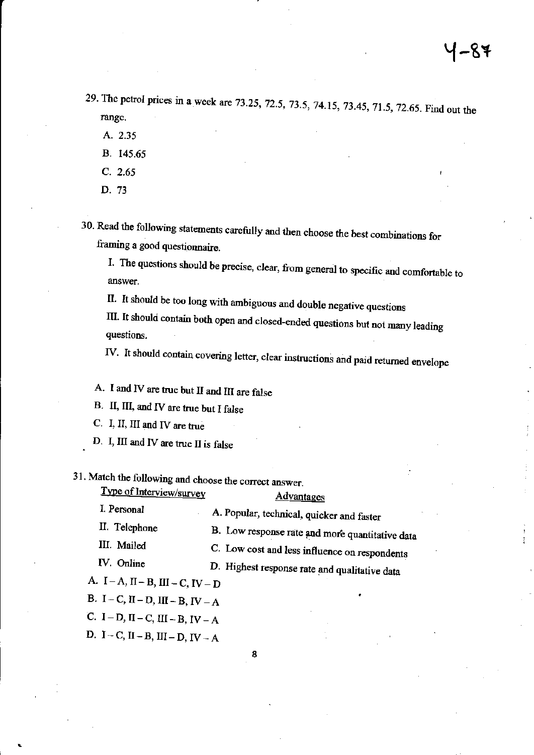29. The petrol prices in a week are 73.25, 72.5, 73.5, 74.15, 73.45, 71.5, 72.65. Find out the range.

    A. 2.35

    B. 145.65

    C. 2.65

    D. 73

30. Read the following statements carefully and then choose the best combinations for framing a good questionnaire.

    I. The questions should be precise, clear, from general to specific and comfortable to answer.

    II. It should be too long with ambiguous and double negative questions

    III. It should contain both open and closed-ended questions but not many leading questions.

    IV. It should contain covering letter, clear instructions and paid returned envelope

    A. I and IV are true but II and III are false

    B. II, III, and IV are true but I false

    C. I, II, III and IV are true

    D. I, III and IV are true II is false

31. Match the following and choose the correct answer.

| Type of Interview/survey | Advantages |
|---|---|
| I. Personal | A. Popular, technical, quicker and faster |
| II. Telephone | B. Low response rate and more quantitative data |
| III. Mailed | C. Low cost and less influence on respondents |
| IV. Online | D. Highest response rate and qualitative data |

    A. I – A, II – B, III – C, IV – D

    B. I – C, II – D, III – B, IV – A

    C. I – D, II – C, III – B, IV – A

    D. I – C, II – B, III – D, IV – A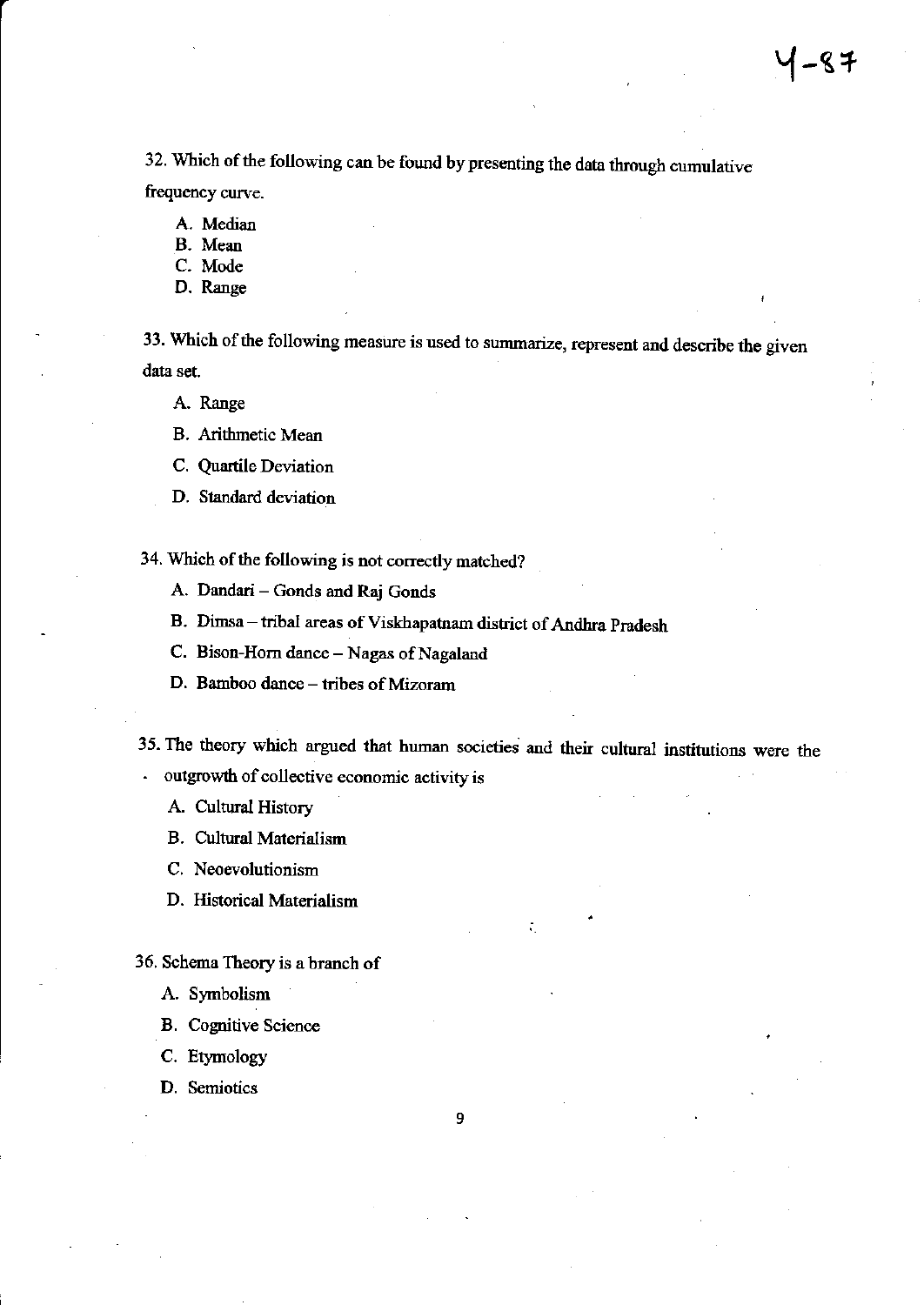32. Which of the following can be found by presenting the data through cumulative frequency curve.

A. Median
B. Mean
C. Mode
D. Range

33. Which of the following measure is used to summarize, represent and describe the given data set.

A. Range
B. Arithmetic Mean
C. Quartile Deviation
D. Standard deviation

34. Which of the following is not correctly matched?

A. Dandari – Gonds and Raj Gonds
B. Dimsa – tribal areas of Viskhapatnam district of Andhra Pradesh
C. Bison-Horn dance – Nagas of Nagaland
D. Bamboo dance – tribes of Mizoram

35. The theory which argued that human societies and their cultural institutions were the outgrowth of collective economic activity is

A. Cultural History
B. Cultural Materialism
C. Neoevolutionism
D. Historical Materialism

36. Schema Theory is a branch of

A. Symbolism
B. Cognitive Science
C. Etymology
D. Semiotics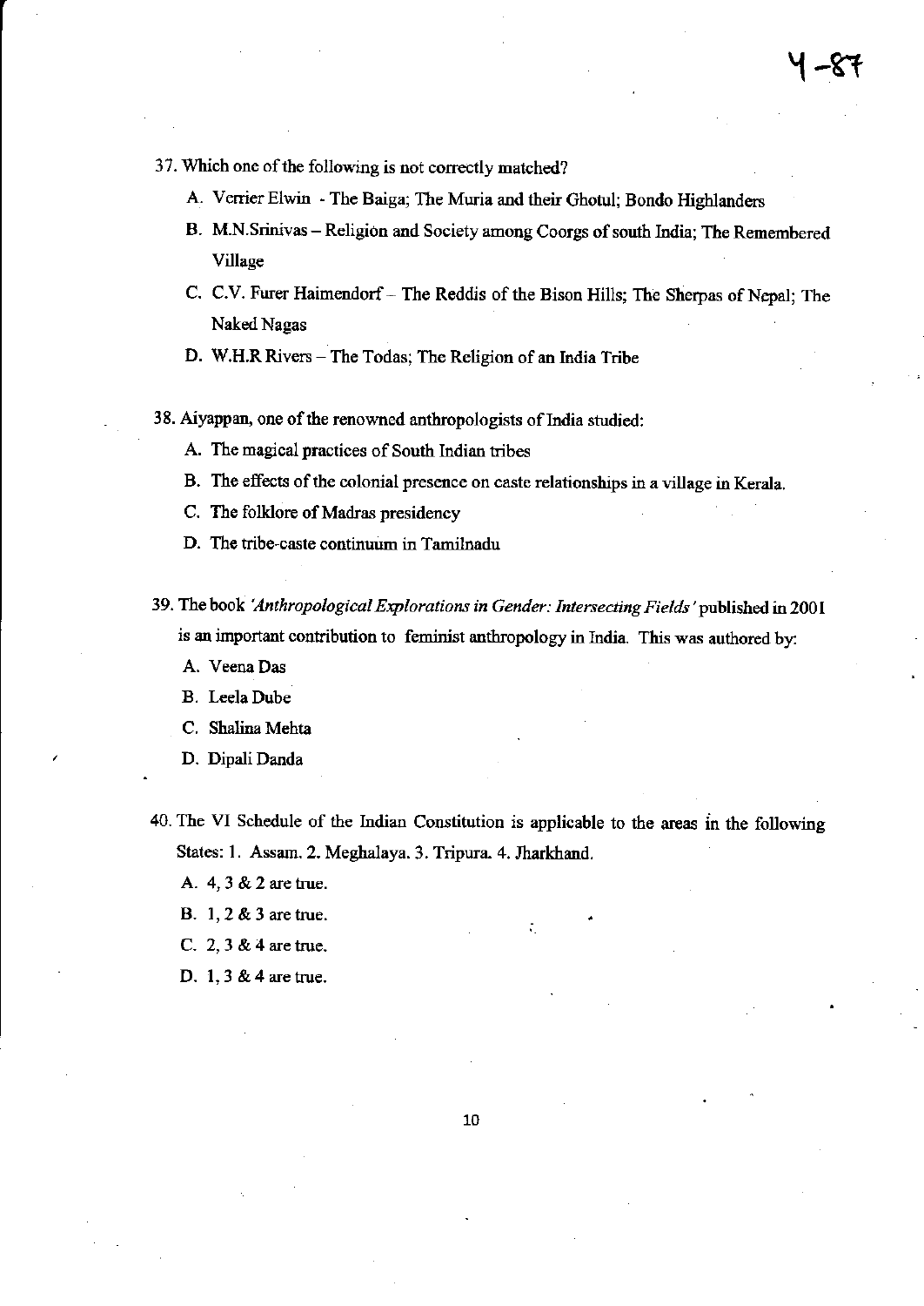37. Which one of the following is not correctly matched?

    A. Verrier Elwin - The Baiga; The Muria and their Ghotul; Bondo Highlanders

    B. M.N.Srinivas – Religion and Society among Coorgs of south India; The Remembered Village

    C. C.V. Furer Haimendorf – The Reddis of the Bison Hills; The Sherpas of Nepal; The Naked Nagas

    D. W.H.R Rivers – The Todas; The Religion of an India Tribe

38. Aiyappan, one of the renowned anthropologists of India studied:

    A. The magical practices of South Indian tribes

    B. The effects of the colonial presence on caste relationships in a village in Kerala.

    C. The folklore of Madras presidency

    D. The tribe-caste continuum in Tamilnadu

39. The book *'Anthropological Explorations in Gender: Intersecting Fields'* published in 2001 is an important contribution to feminist anthropology in India. This was authored by:

    A. Veena Das

    B. Leela Dube

    C. Shalina Mehta

    D. Dipali Danda

40. The VI Schedule of the Indian Constitution is applicable to the areas in the following States: 1. Assam. 2. Meghalaya. 3. Tripura. 4. Jharkhand.

    A. 4, 3 & 2 are true.

    B. 1, 2 & 3 are true.

    C. 2, 3 & 4 are true.

    D. 1, 3 & 4 are true.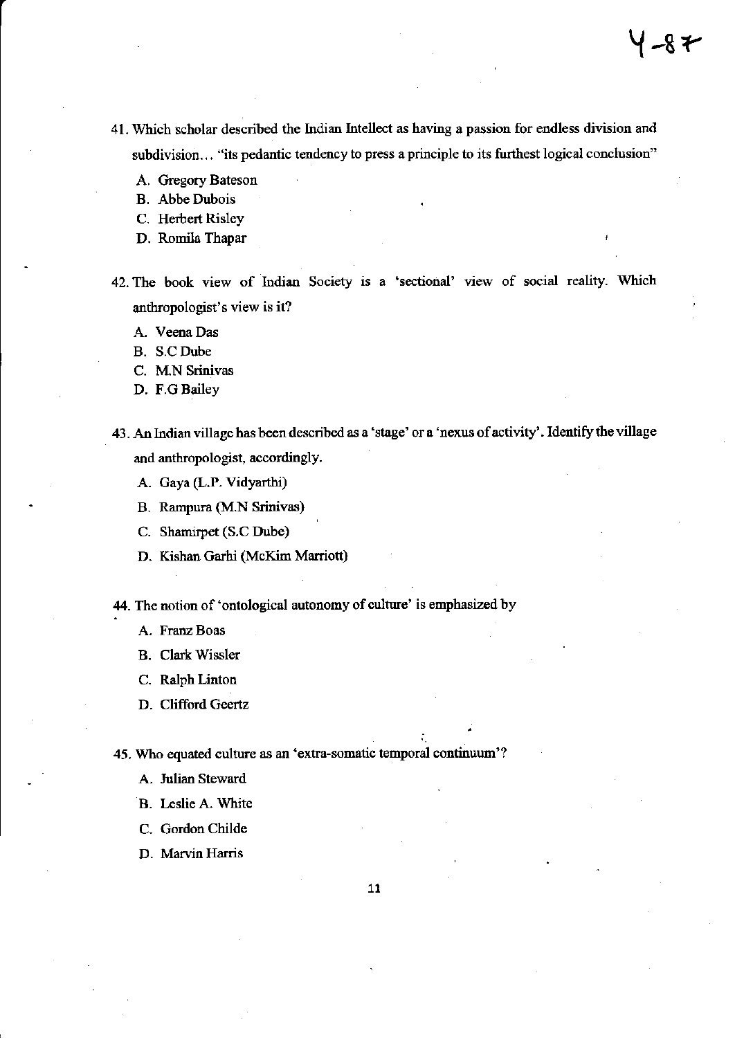41. Which scholar described the Indian Intellect as having a passion for endless division and subdivision… "its pedantic tendency to press a principle to its furthest logical conclusion"

    A. Gregory Bateson
    B. Abbe Dubois
    C. Herbert Risley
    D. Romila Thapar

42. The book view of Indian Society is a 'sectional' view of social reality. Which anthropologist's view is it?

    A. Veena Das
    B. S.C Dube
    C. M.N Srinivas
    D. F.G Bailey

43. An Indian village has been described as a 'stage' or a 'nexus of activity'. Identify the village and anthropologist, accordingly.

    A. Gaya (L.P. Vidyarthi)
    B. Rampura (M.N Srinivas)
    C. Shamirpet (S.C Dube)
    D. Kishan Garhi (McKim Marriott)

44. The notion of 'ontological autonomy of culture' is emphasized by

    A. Franz Boas
    B. Clark Wissler
    C. Ralph Linton
    D. Clifford Geertz

45. Who equated culture as an 'extra-somatic temporal continuum'?

    A. Julian Steward
    B. Leslie A. White
    C. Gordon Childe
    D. Marvin Harris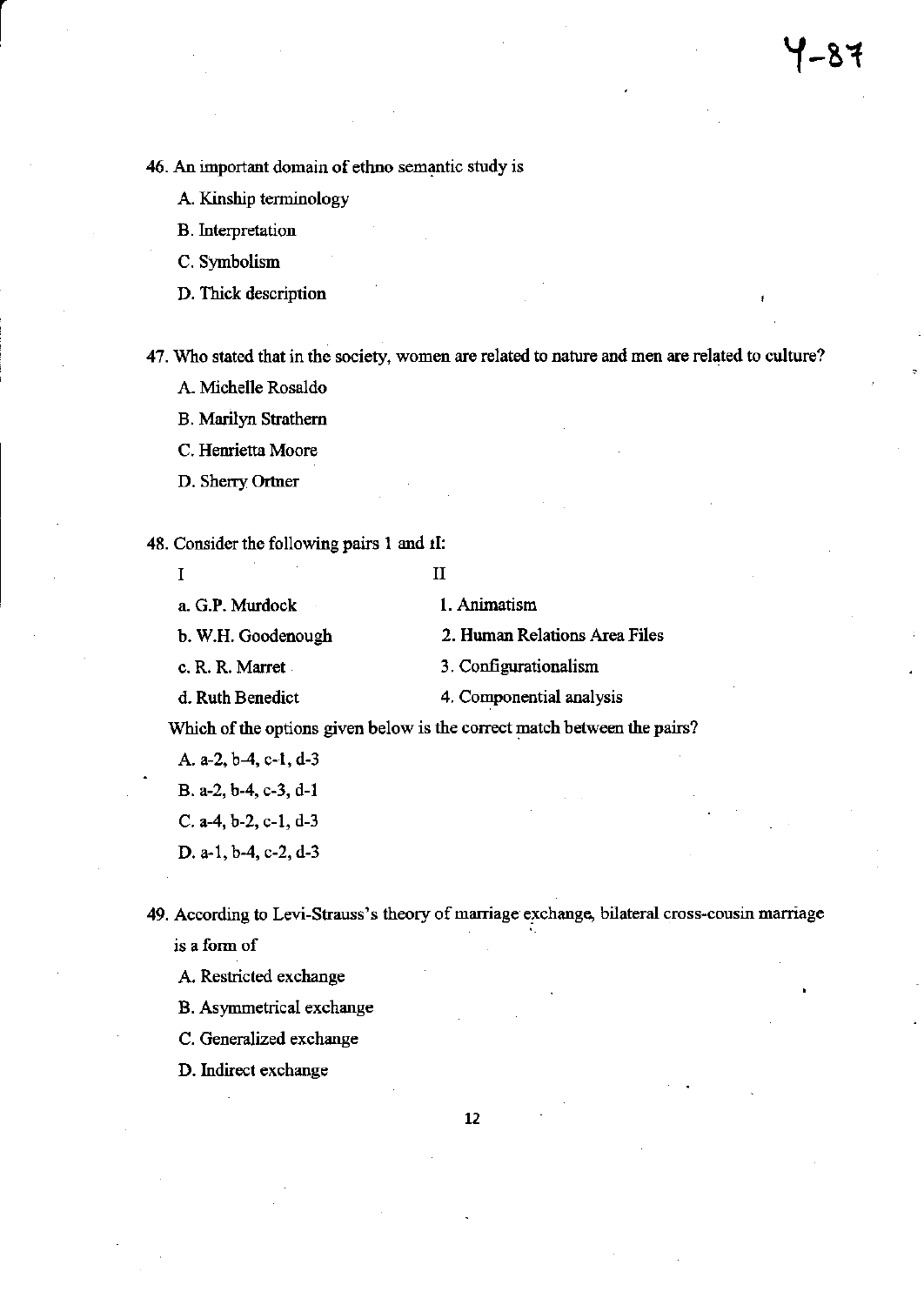46. An important domain of ethno semantic study is

    A. Kinship terminology

    B. Interpretation

    C. Symbolism

    D. Thick description

47. Who stated that in the society, women are related to nature and men are related to culture?

    A. Michelle Rosaldo

    B. Marilyn Strathern

    C. Henrietta Moore

    D. Sherry Ortner

48. Consider the following pairs I and II:

| I | II |
|---|---|
| a. G.P. Murdock | 1. Animatism |
| b. W.H. Goodenough | 2. Human Relations Area Files |
| c. R. R. Marret | 3. Configurationalism |
| d. Ruth Benedict | 4. Componential analysis |

Which of the options given below is the correct match between the pairs?

    A. a-2, b-4, c-1, d-3

    B. a-2, b-4, c-3, d-1

    C. a-4, b-2, c-1, d-3

    D. a-1, b-4, c-2, d-3

49. According to Levi-Strauss's theory of marriage exchange, bilateral cross-cousin marriage is a form of

    A. Restricted exchange

    B. Asymmetrical exchange

    C. Generalized exchange

    D. Indirect exchange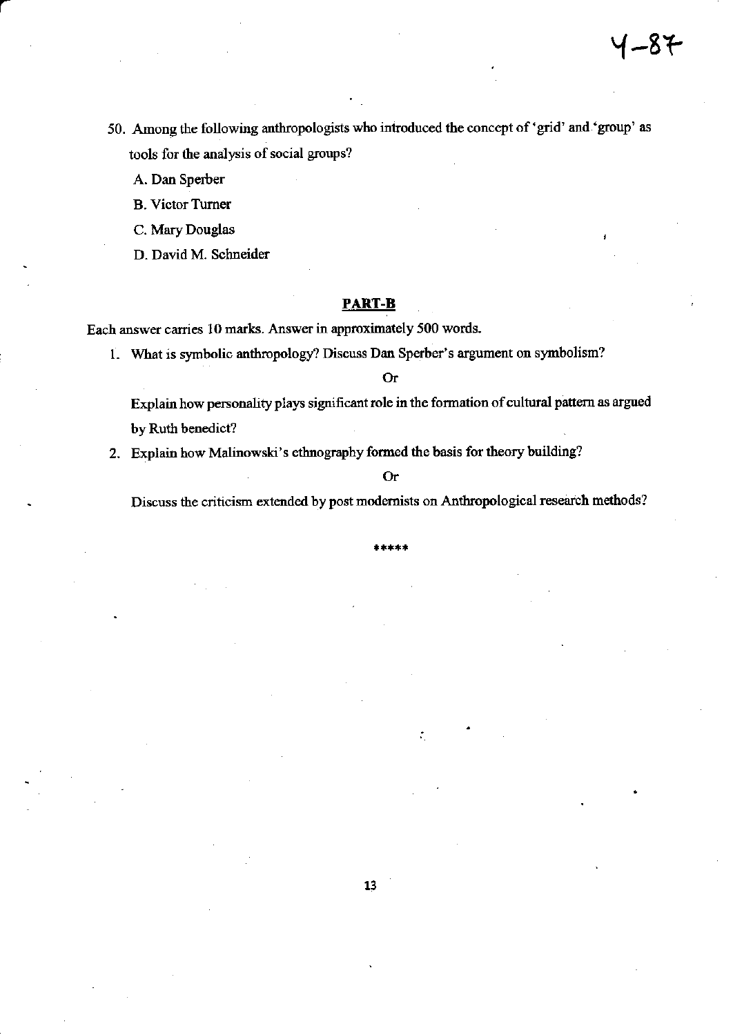4-87

50. Among the following anthropologists who introduced the concept of 'grid' and 'group' as tools for the analysis of social groups?

    A. Dan Sperber

    B. Victor Turner

    C. Mary Douglas

    D. David M. Schneider

## PART-B

Each answer carries 10 marks. Answer in approximately 500 words.

1. What is symbolic anthropology? Discuss Dan Sperber's argument on symbolism?

   Or

   Explain how personality plays significant role in the formation of cultural pattern as argued by Ruth benedict?

2. Explain how Malinowski's ethnography formed the basis for theory building?

   Or

   Discuss the criticism extended by post modernists on Anthropological research methods?

*****